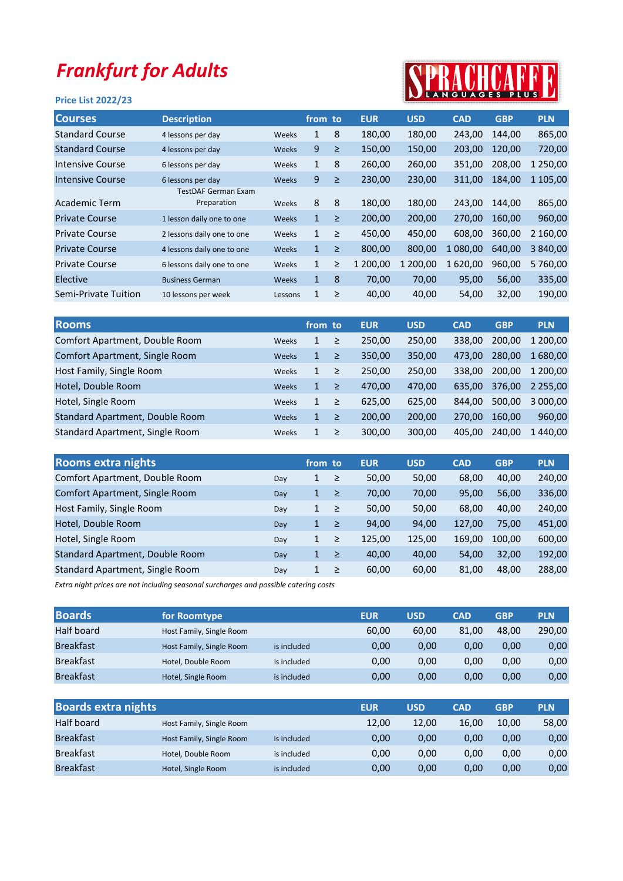# Frankfurt for Adults

**Price List 2022/23**

SPRACHCAFFE LANGUAGES PLUS

| Courses | Description | | from | to | EUR | USD | CAD | GBP | PLN |
|---|---|---|---|---|---|---|---|---|---|
| Standard Course | 4 lessons per day | Weeks | 1 | 8 | 180,00 | 180,00 | 243,00 | 144,00 | 865,00 |
| Standard Course | 4 lessons per day | Weeks | 9 | ≥ | 150,00 | 150,00 | 203,00 | 120,00 | 720,00 |
| Intensive Course | 6 lessons per day | Weeks | 1 | 8 | 260,00 | 260,00 | 351,00 | 208,00 | 1 250,00 |
| Intensive Course | 6 lessons per day | Weeks | 9 | ≥ | 230,00 | 230,00 | 311,00 | 184,00 | 1 105,00 |
| Academic Term | TestDAF German Exam Preparation | Weeks | 8 | 8 | 180,00 | 180,00 | 243,00 | 144,00 | 865,00 |
| Private Course | 1 lesson daily one to one | Weeks | 1 | ≥ | 200,00 | 200,00 | 270,00 | 160,00 | 960,00 |
| Private Course | 2 lessons daily one to one | Weeks | 1 | ≥ | 450,00 | 450,00 | 608,00 | 360,00 | 2 160,00 |
| Private Course | 4 lessons daily one to one | Weeks | 1 | ≥ | 800,00 | 800,00 | 1 080,00 | 640,00 | 3 840,00 |
| Private Course | 6 lessons daily one to one | Weeks | 1 | ≥ | 1 200,00 | 1 200,00 | 1 620,00 | 960,00 | 5 760,00 |
| Elective | Business German | Weeks | 1 | 8 | 70,00 | 70,00 | 95,00 | 56,00 | 335,00 |
| Semi-Private Tuition | 10 lessons per week | Lessons | 1 | ≥ | 40,00 | 40,00 | 54,00 | 32,00 | 190,00 |

| Rooms | | from | to | EUR | USD | CAD | GBP | PLN |
|---|---|---|---|---|---|---|---|---|
| Comfort Apartment, Double Room | Weeks | 1 | ≥ | 250,00 | 250,00 | 338,00 | 200,00 | 1 200,00 |
| Comfort Apartment, Single Room | Weeks | 1 | ≥ | 350,00 | 350,00 | 473,00 | 280,00 | 1 680,00 |
| Host Family, Single Room | Weeks | 1 | ≥ | 250,00 | 250,00 | 338,00 | 200,00 | 1 200,00 |
| Hotel, Double Room | Weeks | 1 | ≥ | 470,00 | 470,00 | 635,00 | 376,00 | 2 255,00 |
| Hotel, Single Room | Weeks | 1 | ≥ | 625,00 | 625,00 | 844,00 | 500,00 | 3 000,00 |
| Standard Apartment, Double Room | Weeks | 1 | ≥ | 200,00 | 200,00 | 270,00 | 160,00 | 960,00 |
| Standard Apartment, Single Room | Weeks | 1 | ≥ | 300,00 | 300,00 | 405,00 | 240,00 | 1 440,00 |

| Rooms extra nights | | from | to | EUR | USD | CAD | GBP | PLN |
|---|---|---|---|---|---|---|---|---|
| Comfort Apartment, Double Room | Day | 1 | ≥ | 50,00 | 50,00 | 68,00 | 40,00 | 240,00 |
| Comfort Apartment, Single Room | Day | 1 | ≥ | 70,00 | 70,00 | 95,00 | 56,00 | 336,00 |
| Host Family, Single Room | Day | 1 | ≥ | 50,00 | 50,00 | 68,00 | 40,00 | 240,00 |
| Hotel, Double Room | Day | 1 | ≥ | 94,00 | 94,00 | 127,00 | 75,00 | 451,00 |
| Hotel, Single Room | Day | 1 | ≥ | 125,00 | 125,00 | 169,00 | 100,00 | 600,00 |
| Standard Apartment, Double Room | Day | 1 | ≥ | 40,00 | 40,00 | 54,00 | 32,00 | 192,00 |
| Standard Apartment, Single Room | Day | 1 | ≥ | 60,00 | 60,00 | 81,00 | 48,00 | 288,00 |

*Extra night prices are not including seasonal surcharges and possible catering costs*

| Boards | for Roomtype | | EUR | USD | CAD | GBP | PLN |
|---|---|---|---|---|---|---|---|
| Half board | Host Family, Single Room | | 60,00 | 60,00 | 81,00 | 48,00 | 290,00 |
| Breakfast | Host Family, Single Room | is included | 0,00 | 0,00 | 0,00 | 0,00 | 0,00 |
| Breakfast | Hotel, Double Room | is included | 0,00 | 0,00 | 0,00 | 0,00 | 0,00 |
| Breakfast | Hotel, Single Room | is included | 0,00 | 0,00 | 0,00 | 0,00 | 0,00 |

| Boards extra nights | | | EUR | USD | CAD | GBP | PLN |
|---|---|---|---|---|---|---|---|
| Half board | Host Family, Single Room | | 12,00 | 12,00 | 16,00 | 10,00 | 58,00 |
| Breakfast | Host Family, Single Room | is included | 0,00 | 0,00 | 0,00 | 0,00 | 0,00 |
| Breakfast | Hotel, Double Room | is included | 0,00 | 0,00 | 0,00 | 0,00 | 0,00 |
| Breakfast | Hotel, Single Room | is included | 0,00 | 0,00 | 0,00 | 0,00 | 0,00 |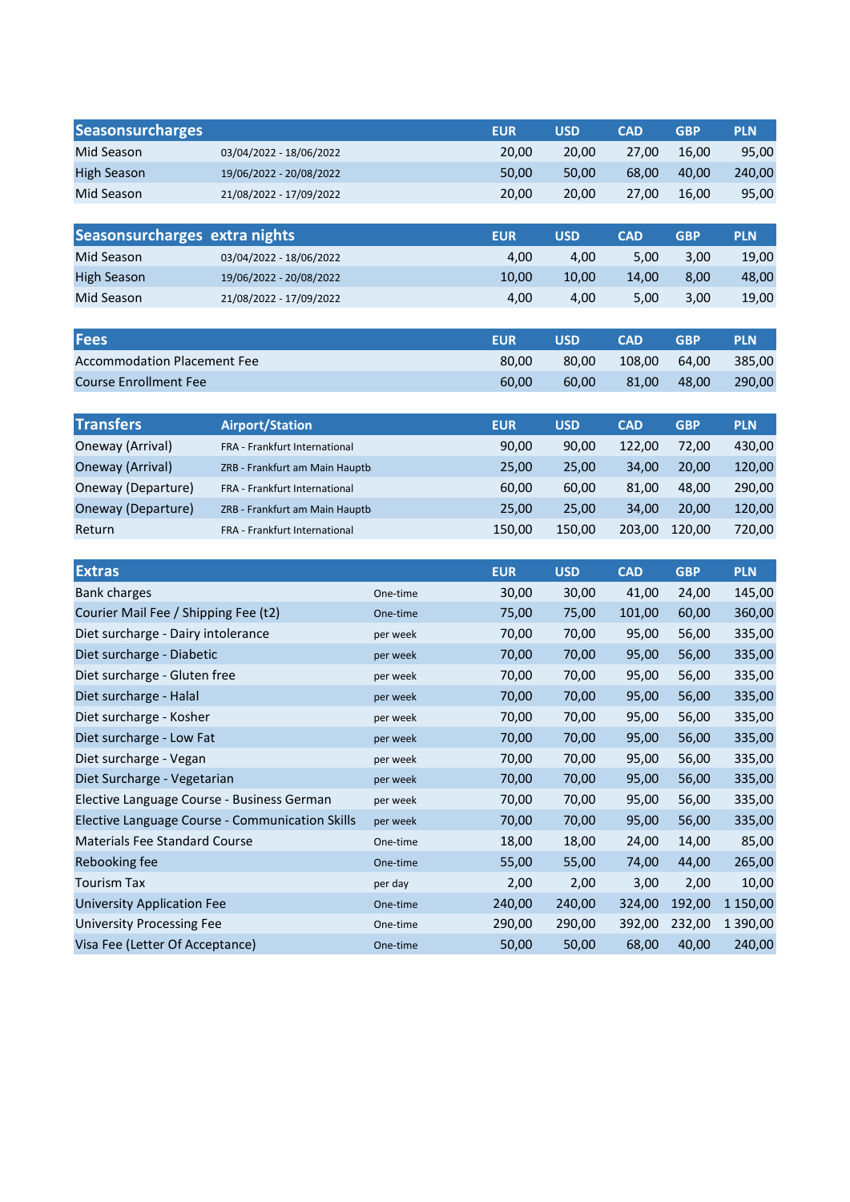| Seasonsurcharges | | EUR | USD | CAD | GBP | PLN |
|---|---|---|---|---|---|---|
| Mid Season | 03/04/2022 - 18/06/2022 | 20,00 | 20,00 | 27,00 | 16,00 | 95,00 |
| High Season | 19/06/2022 - 20/08/2022 | 50,00 | 50,00 | 68,00 | 40,00 | 240,00 |
| Mid Season | 21/08/2022 - 17/09/2022 | 20,00 | 20,00 | 27,00 | 16,00 | 95,00 |

| Seasonsurcharges extra nights | | EUR | USD | CAD | GBP | PLN |
|---|---|---|---|---|---|---|
| Mid Season | 03/04/2022 - 18/06/2022 | 4,00 | 4,00 | 5,00 | 3,00 | 19,00 |
| High Season | 19/06/2022 - 20/08/2022 | 10,00 | 10,00 | 14,00 | 8,00 | 48,00 |
| Mid Season | 21/08/2022 - 17/09/2022 | 4,00 | 4,00 | 5,00 | 3,00 | 19,00 |

| Fees | EUR | USD | CAD | GBP | PLN |
|---|---|---|---|---|---|
| Accommodation Placement Fee | 80,00 | 80,00 | 108,00 | 64,00 | 385,00 |
| Course Enrollment Fee | 60,00 | 60,00 | 81,00 | 48,00 | 290,00 |

| Transfers | Airport/Station | EUR | USD | CAD | GBP | PLN |
|---|---|---|---|---|---|---|
| Oneway (Arrival) | FRA - Frankfurt International | 90,00 | 90,00 | 122,00 | 72,00 | 430,00 |
| Oneway (Arrival) | ZRB - Frankfurt am Main Hauptb | 25,00 | 25,00 | 34,00 | 20,00 | 120,00 |
| Oneway (Departure) | FRA - Frankfurt International | 60,00 | 60,00 | 81,00 | 48,00 | 290,00 |
| Oneway (Departure) | ZRB - Frankfurt am Main Hauptb | 25,00 | 25,00 | 34,00 | 20,00 | 120,00 |
| Return | FRA - Frankfurt International | 150,00 | 150,00 | 203,00 | 120,00 | 720,00 |

| Extras | | EUR | USD | CAD | GBP | PLN |
|---|---|---|---|---|---|---|
| Bank charges | One-time | 30,00 | 30,00 | 41,00 | 24,00 | 145,00 |
| Courier Mail Fee / Shipping Fee (t2) | One-time | 75,00 | 75,00 | 101,00 | 60,00 | 360,00 |
| Diet surcharge - Dairy intolerance | per week | 70,00 | 70,00 | 95,00 | 56,00 | 335,00 |
| Diet surcharge - Diabetic | per week | 70,00 | 70,00 | 95,00 | 56,00 | 335,00 |
| Diet surcharge - Gluten free | per week | 70,00 | 70,00 | 95,00 | 56,00 | 335,00 |
| Diet surcharge - Halal | per week | 70,00 | 70,00 | 95,00 | 56,00 | 335,00 |
| Diet surcharge - Kosher | per week | 70,00 | 70,00 | 95,00 | 56,00 | 335,00 |
| Diet surcharge - Low Fat | per week | 70,00 | 70,00 | 95,00 | 56,00 | 335,00 |
| Diet surcharge - Vegan | per week | 70,00 | 70,00 | 95,00 | 56,00 | 335,00 |
| Diet Surcharge - Vegetarian | per week | 70,00 | 70,00 | 95,00 | 56,00 | 335,00 |
| Elective Language Course - Business German | per week | 70,00 | 70,00 | 95,00 | 56,00 | 335,00 |
| Elective Language Course - Communication Skills | per week | 70,00 | 70,00 | 95,00 | 56,00 | 335,00 |
| Materials Fee Standard Course | One-time | 18,00 | 18,00 | 24,00 | 14,00 | 85,00 |
| Rebooking fee | One-time | 55,00 | 55,00 | 74,00 | 44,00 | 265,00 |
| Tourism Tax | per day | 2,00 | 2,00 | 3,00 | 2,00 | 10,00 |
| University Application Fee | One-time | 240,00 | 240,00 | 324,00 | 192,00 | 1 150,00 |
| University Processing Fee | One-time | 290,00 | 290,00 | 392,00 | 232,00 | 1 390,00 |
| Visa Fee (Letter Of Acceptance) | One-time | 50,00 | 50,00 | 68,00 | 40,00 | 240,00 |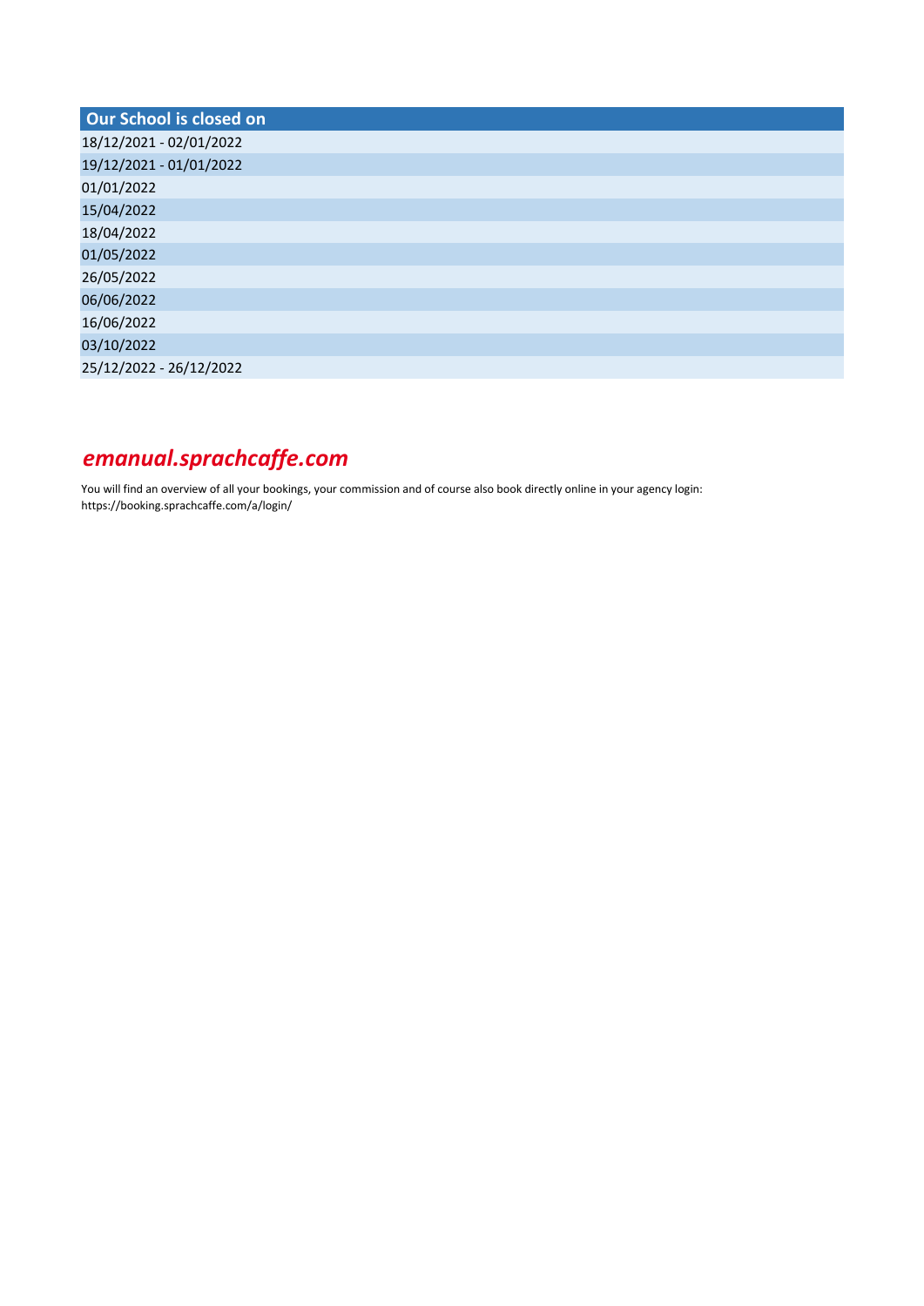| Our School is closed on |
| --- |
| 18/12/2021 - 02/01/2022 |
| 19/12/2021 - 01/01/2022 |
| 01/01/2022 |
| 15/04/2022 |
| 18/04/2022 |
| 01/05/2022 |
| 26/05/2022 |
| 06/06/2022 |
| 16/06/2022 |
| 03/10/2022 |
| 25/12/2022 - 26/12/2022 |

## *emanual.sprachcaffe.com*

You will find an overview of all your bookings, your commission and of course also book directly online in your agency login:
https://booking.sprachcaffe.com/a/login/